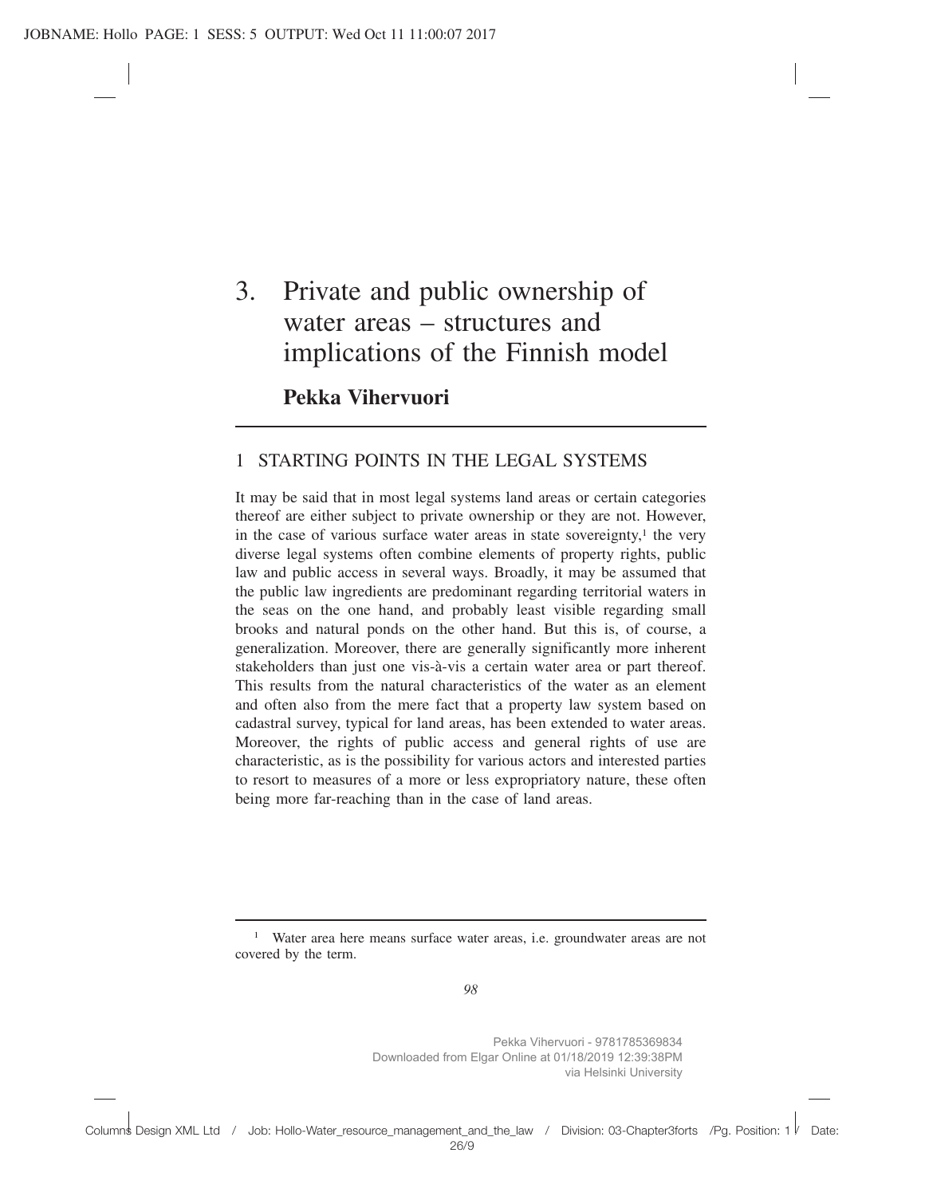# 3. Private and public ownership of water areas – structures and implications of the Finnish model

**Pekka Vihervuori**

## 1 STARTING POINTS IN THE LEGAL SYSTEMS

It may be said that in most legal systems land areas or certain categories thereof are either subject to private ownership or they are not. However, in the case of various surface water areas in state sovereignty,[1] the very diverse legal systems often combine elements of property rights, public law and public access in several ways. Broadly, it may be assumed that the public law ingredients are predominant regarding territorial waters in the seas on the one hand, and probably least visible regarding small brooks and natural ponds on the other hand. But this is, of course, a generalization. Moreover, there are generally significantly more inherent stakeholders than just one vis-à-vis a certain water area or part thereof. This results from the natural characteristics of the water as an element and often also from the mere fact that a property law system based on cadastral survey, typical for land areas, has been extended to water areas. Moreover, the rights of public access and general rights of use are characteristic, as is the possibility for various actors and interested parties to resort to measures of a more or less expropriatory nature, these often being more far-reaching than in the case of land areas.

---

[1] Water area here means surface water areas, i.e. groundwater areas are not covered by the term.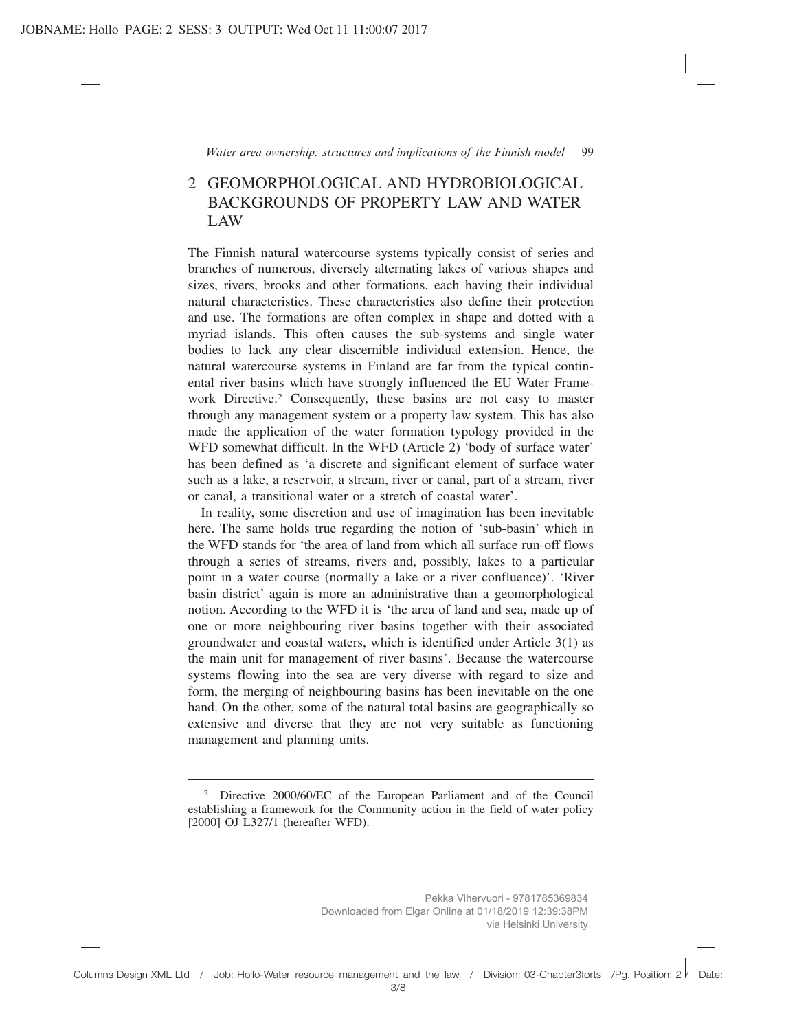## 2 GEOMORPHOLOGICAL AND HYDROBIOLOGICAL BACKGROUNDS OF PROPERTY LAW AND WATER LAW

The Finnish natural watercourse systems typically consist of series and branches of numerous, diversely alternating lakes of various shapes and sizes, rivers, brooks and other formations, each having their individual natural characteristics. These characteristics also define their protection and use. The formations are often complex in shape and dotted with a myriad islands. This often causes the sub-systems and single water bodies to lack any clear discernible individual extension. Hence, the natural watercourse systems in Finland are far from the typical continental river basins which have strongly influenced the EU Water Framework Directive.[2] Consequently, these basins are not easy to master through any management system or a property law system. This has also made the application of the water formation typology provided in the WFD somewhat difficult. In the WFD (Article 2) 'body of surface water' has been defined as 'a discrete and significant element of surface water such as a lake, a reservoir, a stream, river or canal, part of a stream, river or canal, a transitional water or a stretch of coastal water'.

In reality, some discretion and use of imagination has been inevitable here. The same holds true regarding the notion of 'sub-basin' which in the WFD stands for 'the area of land from which all surface run-off flows through a series of streams, rivers and, possibly, lakes to a particular point in a water course (normally a lake or a river confluence)'. 'River basin district' again is more an administrative than a geomorphological notion. According to the WFD it is 'the area of land and sea, made up of one or more neighbouring river basins together with their associated groundwater and coastal waters, which is identified under Article 3(1) as the main unit for management of river basins'. Because the watercourse systems flowing into the sea are very diverse with regard to size and form, the merging of neighbouring basins has been inevitable on the one hand. On the other, some of the natural total basins are geographically so extensive and diverse that they are not very suitable as functioning management and planning units.

---

[2] Directive 2000/60/EC of the European Parliament and of the Council establishing a framework for the Community action in the field of water policy [2000] OJ L327/1 (hereafter WFD).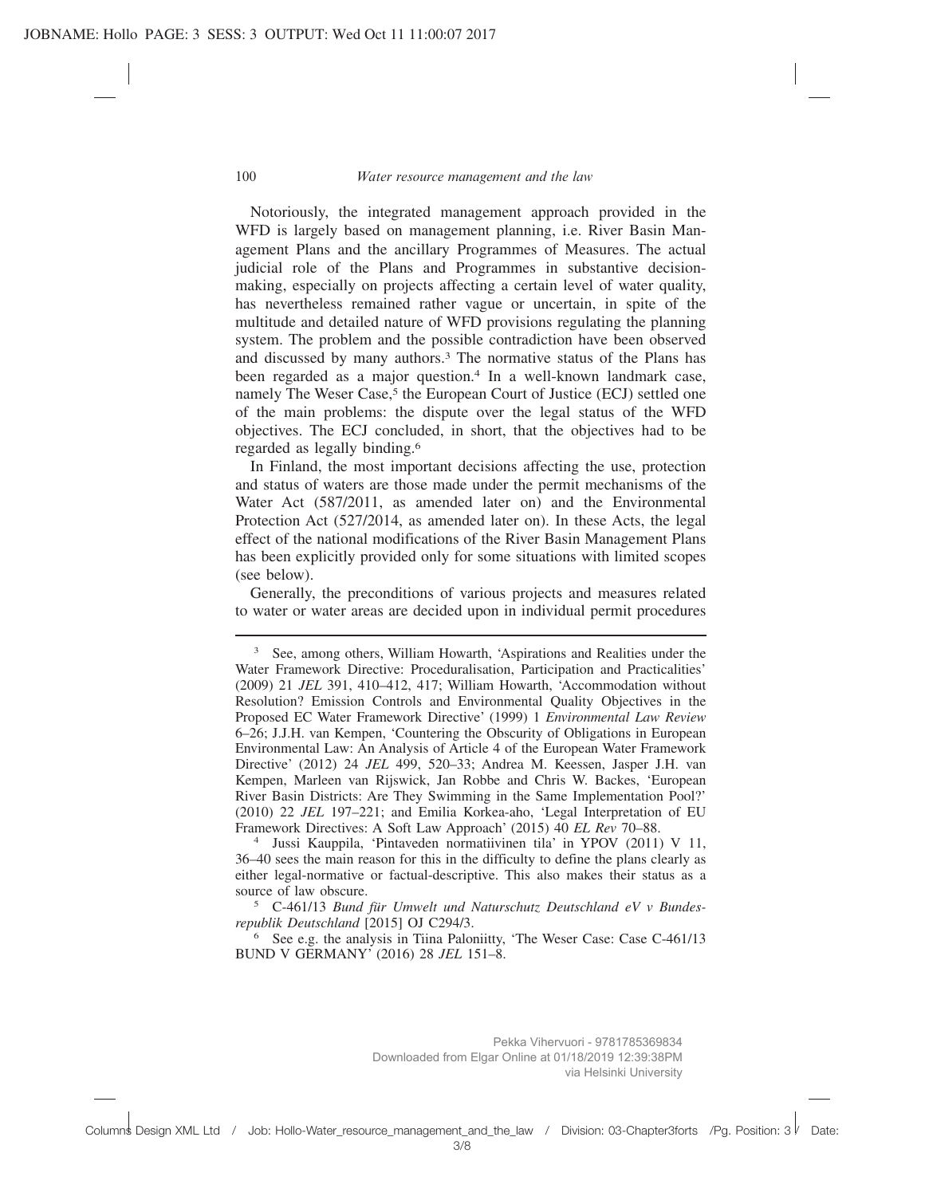Notoriously, the integrated management approach provided in the WFD is largely based on management planning, i.e. River Basin Management Plans and the ancillary Programmes of Measures. The actual judicial role of the Plans and Programmes in substantive decision-making, especially on projects affecting a certain level of water quality, has nevertheless remained rather vague or uncertain, in spite of the multitude and detailed nature of WFD provisions regulating the planning system. The problem and the possible contradiction have been observed and discussed by many authors.[3] The normative status of the Plans has been regarded as a major question.[4] In a well-known landmark case, namely The Weser Case,[5] the European Court of Justice (ECJ) settled one of the main problems: the dispute over the legal status of the WFD objectives. The ECJ concluded, in short, that the objectives had to be regarded as legally binding.[6]

In Finland, the most important decisions affecting the use, protection and status of waters are those made under the permit mechanisms of the Water Act (587/2011, as amended later on) and the Environmental Protection Act (527/2014, as amended later on). In these Acts, the legal effect of the national modifications of the River Basin Management Plans has been explicitly provided only for some situations with limited scopes (see below).

Generally, the preconditions of various projects and measures related to water or water areas are decided upon in individual permit procedures

---

[3] See, among others, William Howarth, 'Aspirations and Realities under the Water Framework Directive: Proceduralisation, Participation and Practicalities' (2009) 21 *JEL* 391, 410–412, 417; William Howarth, 'Accommodation without Resolution? Emission Controls and Environmental Quality Objectives in the Proposed EC Water Framework Directive' (1999) 1 *Environmental Law Review* 6–26; J.J.H. van Kempen, 'Countering the Obscurity of Obligations in European Environmental Law: An Analysis of Article 4 of the European Water Framework Directive' (2012) 24 *JEL* 499, 520–33; Andrea M. Keessen, Jasper J.H. van Kempen, Marleen van Rijswick, Jan Robbe and Chris W. Backes, 'European River Basin Districts: Are They Swimming in the Same Implementation Pool?' (2010) 22 *JEL* 197–221; and Emilia Korkea-aho, 'Legal Interpretation of EU Framework Directives: A Soft Law Approach' (2015) 40 *EL Rev* 70–88.

[4] Jussi Kauppila, 'Pintaveden normatiivinen tila' in YPOV (2011) V 11, 36–40 sees the main reason for this in the difficulty to define the plans clearly as either legal-normative or factual-descriptive. This also makes their status as a source of law obscure.

[5] C-461/13 *Bund für Umwelt und Naturschutz Deutschland eV v Bundesrepublik Deutschland* [2015] OJ C294/3.

[6] See e.g. the analysis in Tiina Paloniitty, 'The Weser Case: Case C-461/13 BUND V GERMANY' (2016) 28 *JEL* 151–8.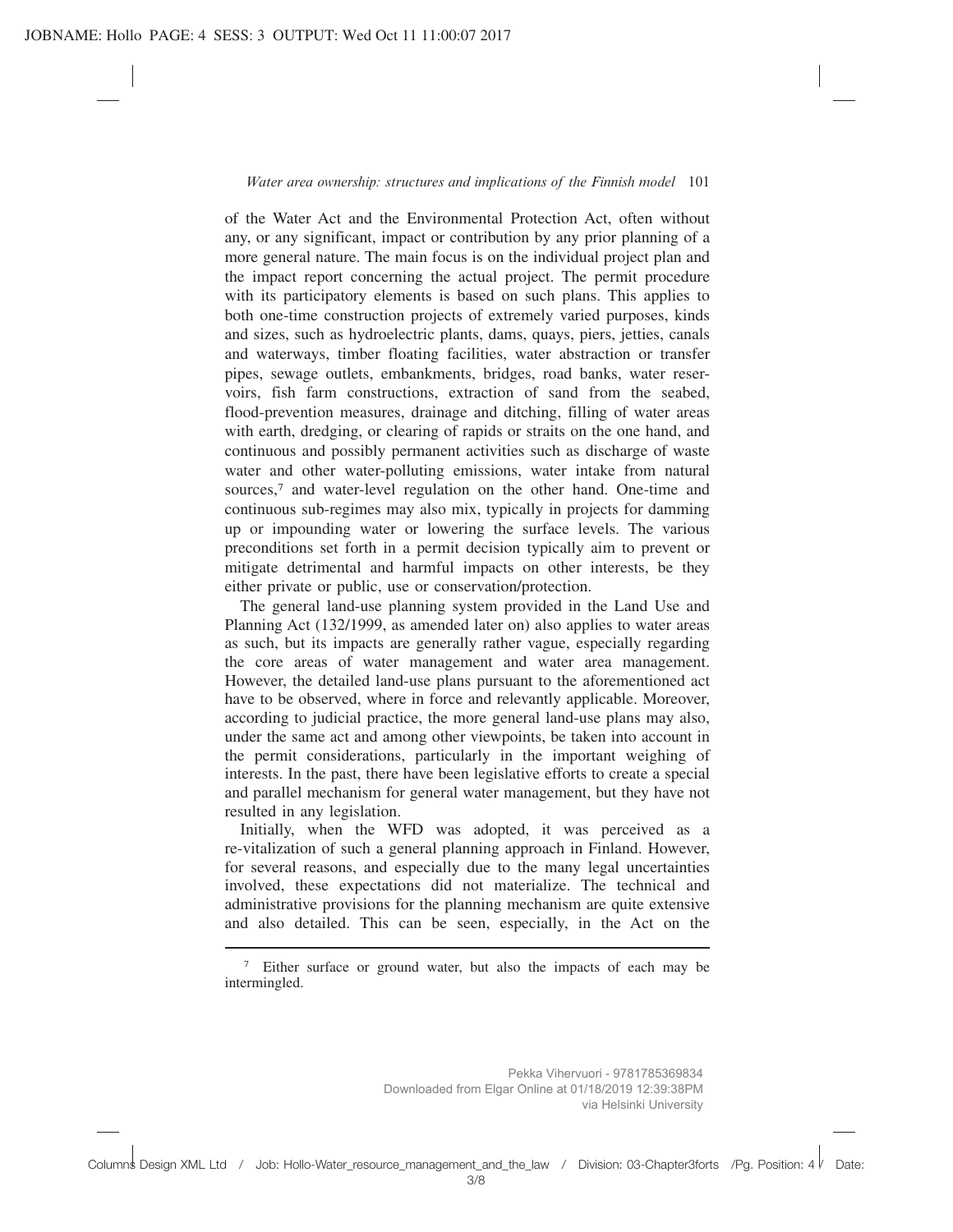of the Water Act and the Environmental Protection Act, often without any, or any significant, impact or contribution by any prior planning of a more general nature. The main focus is on the individual project plan and the impact report concerning the actual project. The permit procedure with its participatory elements is based on such plans. This applies to both one-time construction projects of extremely varied purposes, kinds and sizes, such as hydroelectric plants, dams, quays, piers, jetties, canals and waterways, timber floating facilities, water abstraction or transfer pipes, sewage outlets, embankments, bridges, road banks, water reservoirs, fish farm constructions, extraction of sand from the seabed, flood-prevention measures, drainage and ditching, filling of water areas with earth, dredging, or clearing of rapids or straits on the one hand, and continuous and possibly permanent activities such as discharge of waste water and other water-polluting emissions, water intake from natural sources,[7] and water-level regulation on the other hand. One-time and continuous sub-regimes may also mix, typically in projects for damming up or impounding water or lowering the surface levels. The various preconditions set forth in a permit decision typically aim to prevent or mitigate detrimental and harmful impacts on other interests, be they either private or public, use or conservation/protection.

The general land-use planning system provided in the Land Use and Planning Act (132/1999, as amended later on) also applies to water areas as such, but its impacts are generally rather vague, especially regarding the core areas of water management and water area management. However, the detailed land-use plans pursuant to the aforementioned act have to be observed, where in force and relevantly applicable. Moreover, according to judicial practice, the more general land-use plans may also, under the same act and among other viewpoints, be taken into account in the permit considerations, particularly in the important weighing of interests. In the past, there have been legislative efforts to create a special and parallel mechanism for general water management, but they have not resulted in any legislation.

Initially, when the WFD was adopted, it was perceived as a re-vitalization of such a general planning approach in Finland. However, for several reasons, and especially due to the many legal uncertainties involved, these expectations did not materialize. The technical and administrative provisions for the planning mechanism are quite extensive and also detailed. This can be seen, especially, in the Act on the

---

[7] Either surface or ground water, but also the impacts of each may be intermingled.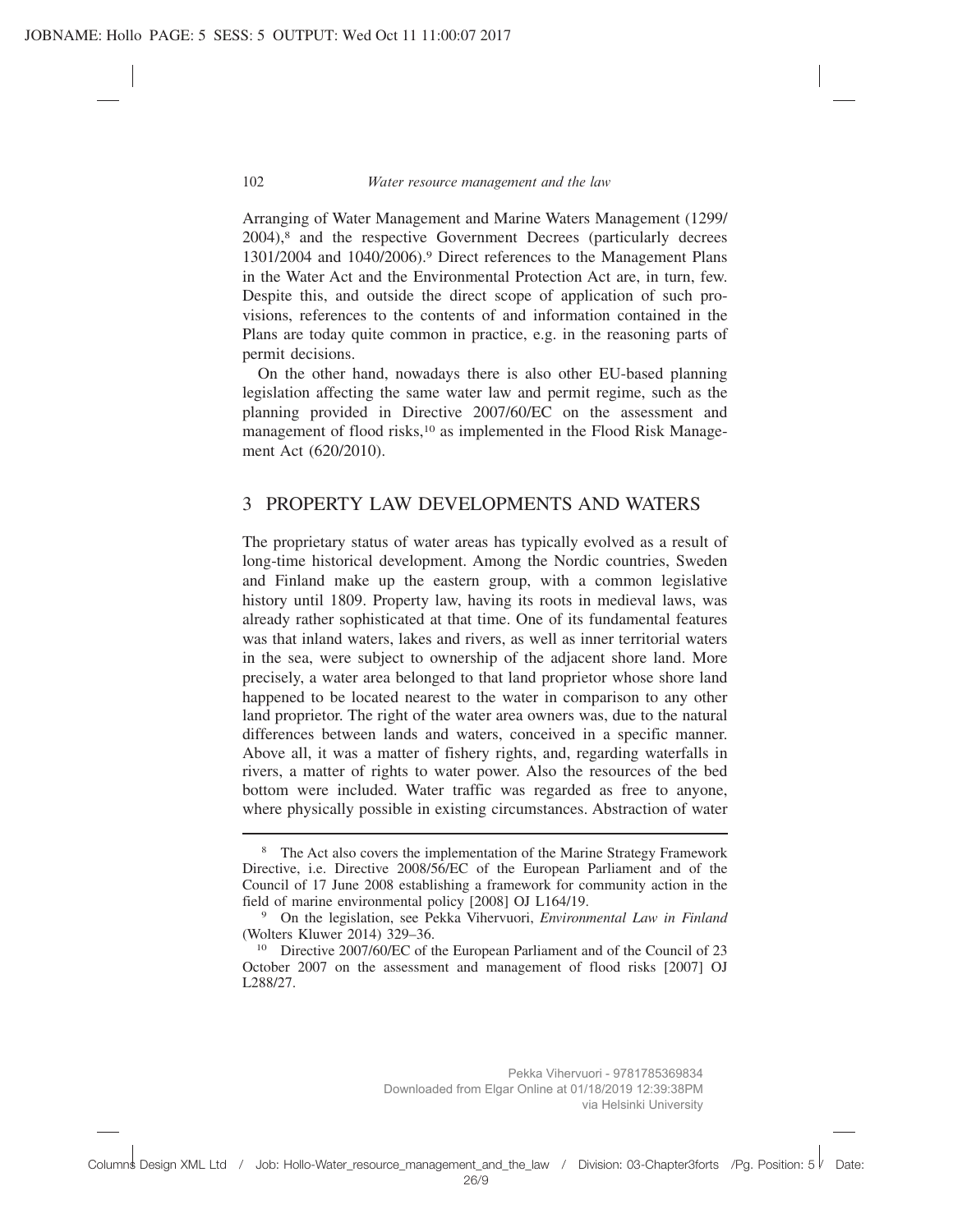Arranging of Water Management and Marine Waters Management (1299/2004),[8] and the respective Government Decrees (particularly decrees 1301/2004 and 1040/2006).[9] Direct references to the Management Plans in the Water Act and the Environmental Protection Act are, in turn, few. Despite this, and outside the direct scope of application of such provisions, references to the contents of and information contained in the Plans are today quite common in practice, e.g. in the reasoning parts of permit decisions.

On the other hand, nowadays there is also other EU-based planning legislation affecting the same water law and permit regime, such as the planning provided in Directive 2007/60/EC on the assessment and management of flood risks,[10] as implemented in the Flood Risk Management Act (620/2010).

## 3 PROPERTY LAW DEVELOPMENTS AND WATERS

The proprietary status of water areas has typically evolved as a result of long-time historical development. Among the Nordic countries, Sweden and Finland make up the eastern group, with a common legislative history until 1809. Property law, having its roots in medieval laws, was already rather sophisticated at that time. One of its fundamental features was that inland waters, lakes and rivers, as well as inner territorial waters in the sea, were subject to ownership of the adjacent shore land. More precisely, a water area belonged to that land proprietor whose shore land happened to be located nearest to the water in comparison to any other land proprietor. The right of the water area owners was, due to the natural differences between lands and waters, conceived in a specific manner. Above all, it was a matter of fishery rights, and, regarding waterfalls in rivers, a matter of rights to water power. Also the resources of the bed bottom were included. Water traffic was regarded as free to anyone, where physically possible in existing circumstances. Abstraction of water

---

[8] The Act also covers the implementation of the Marine Strategy Framework Directive, i.e. Directive 2008/56/EC of the European Parliament and of the Council of 17 June 2008 establishing a framework for community action in the field of marine environmental policy [2008] OJ L164/19.

[9] On the legislation, see Pekka Vihervuori, *Environmental Law in Finland* (Wolters Kluwer 2014) 329–36.

[10] Directive 2007/60/EC of the European Parliament and of the Council of 23 October 2007 on the assessment and management of flood risks [2007] OJ L288/27.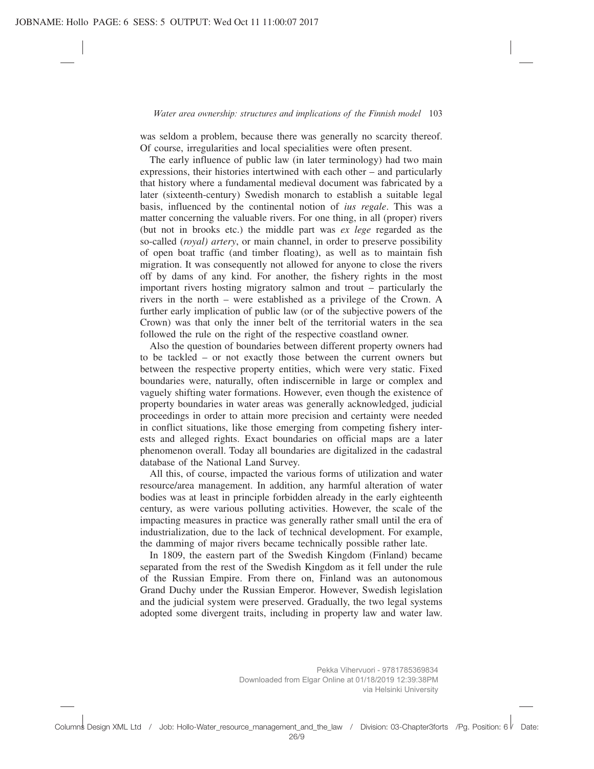was seldom a problem, because there was generally no scarcity thereof. Of course, irregularities and local specialities were often present.

The early influence of public law (in later terminology) had two main expressions, their histories intertwined with each other – and particularly that history where a fundamental medieval document was fabricated by a later (sixteenth-century) Swedish monarch to establish a suitable legal basis, influenced by the continental notion of *ius regale*. This was a matter concerning the valuable rivers. For one thing, in all (proper) rivers (but not in brooks etc.) the middle part was *ex lege* regarded as the so-called (*royal) artery*, or main channel, in order to preserve possibility of open boat traffic (and timber floating), as well as to maintain fish migration. It was consequently not allowed for anyone to close the rivers off by dams of any kind. For another, the fishery rights in the most important rivers hosting migratory salmon and trout – particularly the rivers in the north – were established as a privilege of the Crown. A further early implication of public law (or of the subjective powers of the Crown) was that only the inner belt of the territorial waters in the sea followed the rule on the right of the respective coastland owner.

Also the question of boundaries between different property owners had to be tackled – or not exactly those between the current owners but between the respective property entities, which were very static. Fixed boundaries were, naturally, often indiscernible in large or complex and vaguely shifting water formations. However, even though the existence of property boundaries in water areas was generally acknowledged, judicial proceedings in order to attain more precision and certainty were needed in conflict situations, like those emerging from competing fishery interests and alleged rights. Exact boundaries on official maps are a later phenomenon overall. Today all boundaries are digitalized in the cadastral database of the National Land Survey.

All this, of course, impacted the various forms of utilization and water resource/area management. In addition, any harmful alteration of water bodies was at least in principle forbidden already in the early eighteenth century, as were various polluting activities. However, the scale of the impacting measures in practice was generally rather small until the era of industrialization, due to the lack of technical development. For example, the damming of major rivers became technically possible rather late.

In 1809, the eastern part of the Swedish Kingdom (Finland) became separated from the rest of the Swedish Kingdom as it fell under the rule of the Russian Empire. From there on, Finland was an autonomous Grand Duchy under the Russian Emperor. However, Swedish legislation and the judicial system were preserved. Gradually, the two legal systems adopted some divergent traits, including in property law and water law.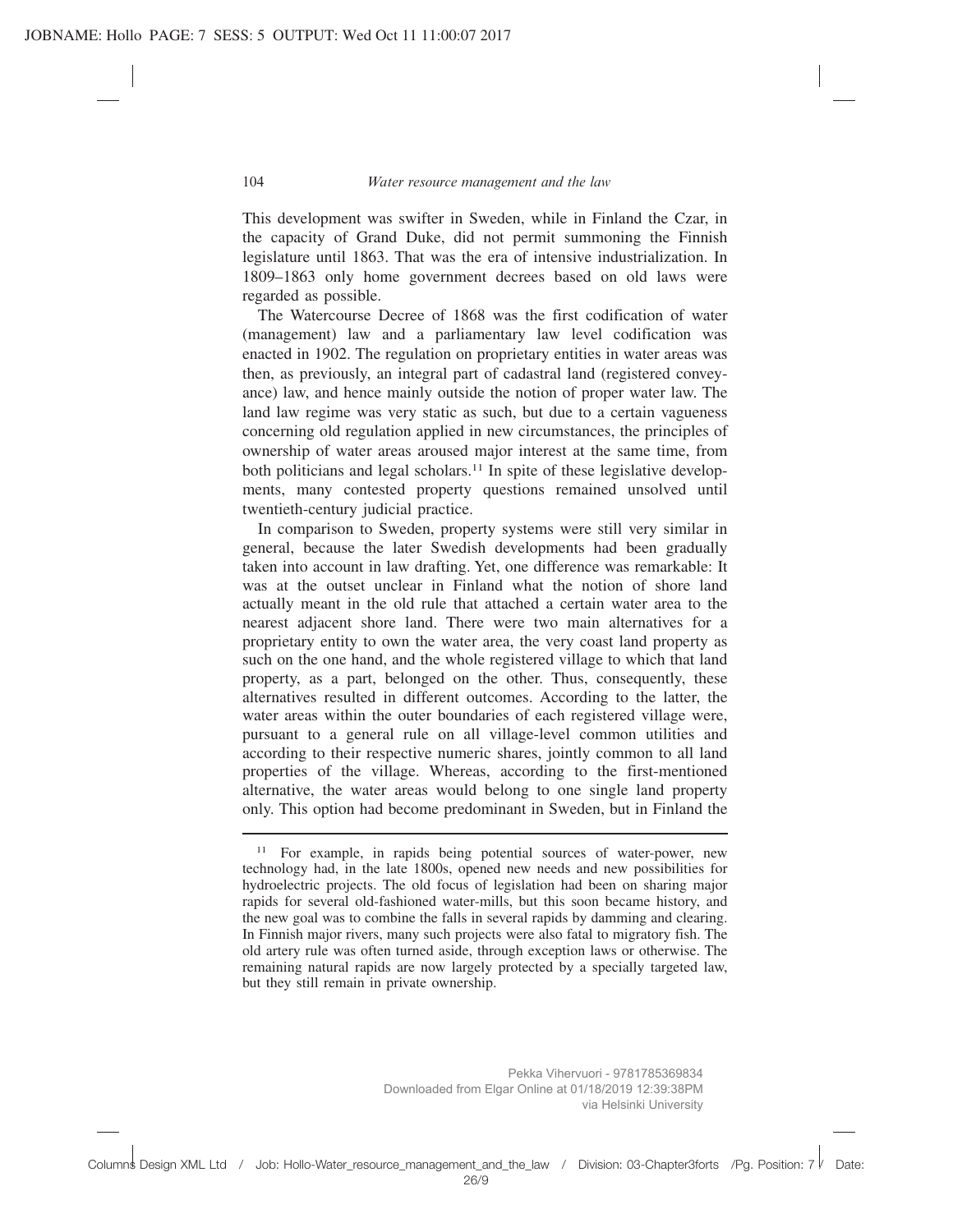This development was swifter in Sweden, while in Finland the Czar, in the capacity of Grand Duke, did not permit summoning the Finnish legislature until 1863. That was the era of intensive industrialization. In 1809–1863 only home government decrees based on old laws were regarded as possible.

The Watercourse Decree of 1868 was the first codification of water (management) law and a parliamentary law level codification was enacted in 1902. The regulation on proprietary entities in water areas was then, as previously, an integral part of cadastral land (registered conveyance) law, and hence mainly outside the notion of proper water law. The land law regime was very static as such, but due to a certain vagueness concerning old regulation applied in new circumstances, the principles of ownership of water areas aroused major interest at the same time, from both politicians and legal scholars.[11] In spite of these legislative developments, many contested property questions remained unsolved until twentieth-century judicial practice.

In comparison to Sweden, property systems were still very similar in general, because the later Swedish developments had been gradually taken into account in law drafting. Yet, one difference was remarkable: It was at the outset unclear in Finland what the notion of shore land actually meant in the old rule that attached a certain water area to the nearest adjacent shore land. There were two main alternatives for a proprietary entity to own the water area, the very coast land property as such on the one hand, and the whole registered village to which that land property, as a part, belonged on the other. Thus, consequently, these alternatives resulted in different outcomes. According to the latter, the water areas within the outer boundaries of each registered village were, pursuant to a general rule on all village-level common utilities and according to their respective numeric shares, jointly common to all land properties of the village. Whereas, according to the first-mentioned alternative, the water areas would belong to one single land property only. This option had become predominant in Sweden, but in Finland the

---

[11] For example, in rapids being potential sources of water-power, new technology had, in the late 1800s, opened new needs and new possibilities for hydroelectric projects. The old focus of legislation had been on sharing major rapids for several old-fashioned water-mills, but this soon became history, and the new goal was to combine the falls in several rapids by damming and clearing. In Finnish major rivers, many such projects were also fatal to migratory fish. The old artery rule was often turned aside, through exception laws or otherwise. The remaining natural rapids are now largely protected by a specially targeted law, but they still remain in private ownership.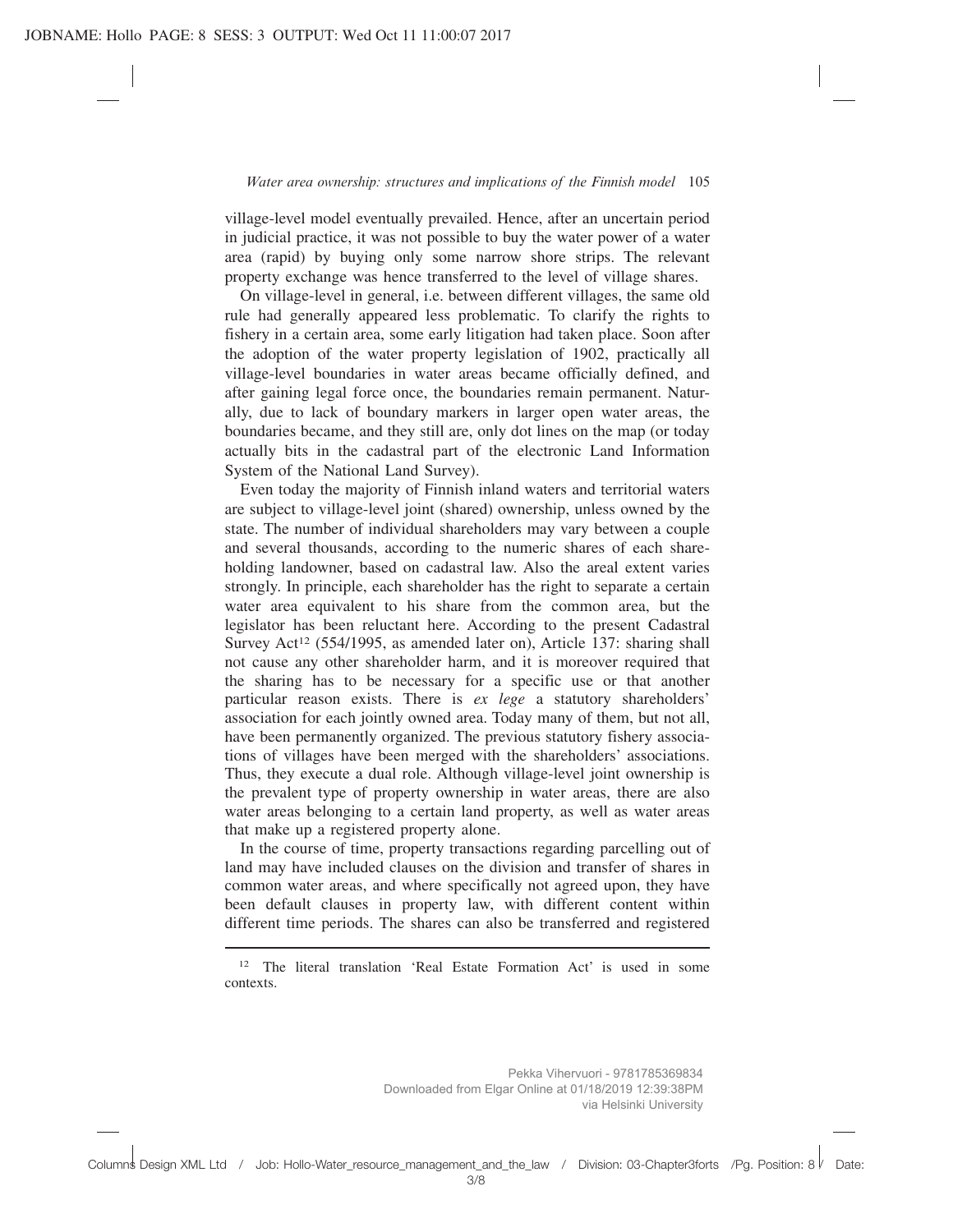village-level model eventually prevailed. Hence, after an uncertain period in judicial practice, it was not possible to buy the water power of a water area (rapid) by buying only some narrow shore strips. The relevant property exchange was hence transferred to the level of village shares.

On village-level in general, i.e. between different villages, the same old rule had generally appeared less problematic. To clarify the rights to fishery in a certain area, some early litigation had taken place. Soon after the adoption of the water property legislation of 1902, practically all village-level boundaries in water areas became officially defined, and after gaining legal force once, the boundaries remain permanent. Naturally, due to lack of boundary markers in larger open water areas, the boundaries became, and they still are, only dot lines on the map (or today actually bits in the cadastral part of the electronic Land Information System of the National Land Survey).

Even today the majority of Finnish inland waters and territorial waters are subject to village-level joint (shared) ownership, unless owned by the state. The number of individual shareholders may vary between a couple and several thousands, according to the numeric shares of each shareholding landowner, based on cadastral law. Also the areal extent varies strongly. In principle, each shareholder has the right to separate a certain water area equivalent to his share from the common area, but the legislator has been reluctant here. According to the present Cadastral Survey Act[12] (554/1995, as amended later on), Article 137: sharing shall not cause any other shareholder harm, and it is moreover required that the sharing has to be necessary for a specific use or that another particular reason exists. There is *ex lege* a statutory shareholders' association for each jointly owned area. Today many of them, but not all, have been permanently organized. The previous statutory fishery associations of villages have been merged with the shareholders' associations. Thus, they execute a dual role. Although village-level joint ownership is the prevalent type of property ownership in water areas, there are also water areas belonging to a certain land property, as well as water areas that make up a registered property alone.

In the course of time, property transactions regarding parcelling out of land may have included clauses on the division and transfer of shares in common water areas, and where specifically not agreed upon, they have been default clauses in property law, with different content within different time periods. The shares can also be transferred and registered

---

[12] The literal translation 'Real Estate Formation Act' is used in some contexts.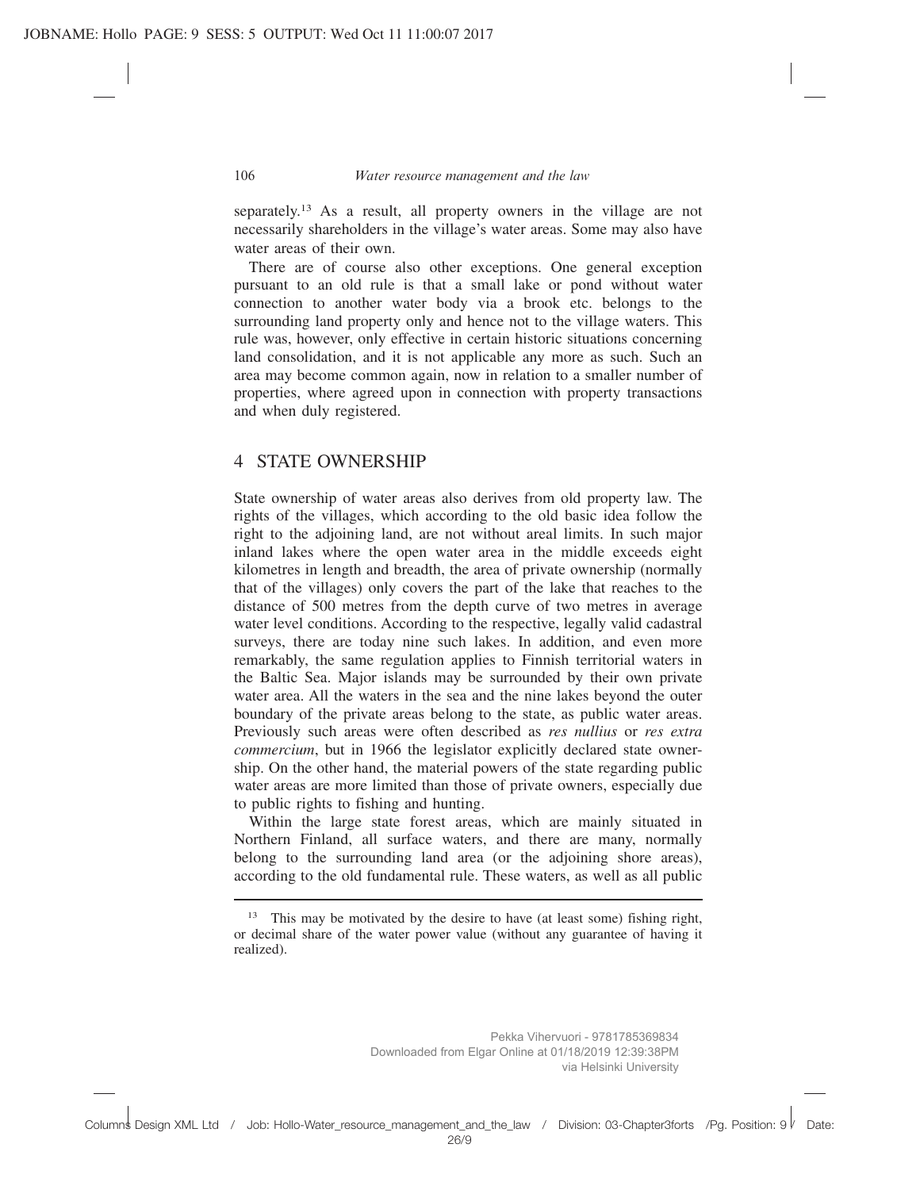separately.[13] As a result, all property owners in the village are not necessarily shareholders in the village's water areas. Some may also have water areas of their own.

There are of course also other exceptions. One general exception pursuant to an old rule is that a small lake or pond without water connection to another water body via a brook etc. belongs to the surrounding land property only and hence not to the village waters. This rule was, however, only effective in certain historic situations concerning land consolidation, and it is not applicable any more as such. Such an area may become common again, now in relation to a smaller number of properties, where agreed upon in connection with property transactions and when duly registered.

## 4 STATE OWNERSHIP

State ownership of water areas also derives from old property law. The rights of the villages, which according to the old basic idea follow the right to the adjoining land, are not without areal limits. In such major inland lakes where the open water area in the middle exceeds eight kilometres in length and breadth, the area of private ownership (normally that of the villages) only covers the part of the lake that reaches to the distance of 500 metres from the depth curve of two metres in average water level conditions. According to the respective, legally valid cadastral surveys, there are today nine such lakes. In addition, and even more remarkably, the same regulation applies to Finnish territorial waters in the Baltic Sea. Major islands may be surrounded by their own private water area. All the waters in the sea and the nine lakes beyond the outer boundary of the private areas belong to the state, as public water areas. Previously such areas were often described as *res nullius* or *res extra commercium*, but in 1966 the legislator explicitly declared state ownership. On the other hand, the material powers of the state regarding public water areas are more limited than those of private owners, especially due to public rights to fishing and hunting.

Within the large state forest areas, which are mainly situated in Northern Finland, all surface waters, and there are many, normally belong to the surrounding land area (or the adjoining shore areas), according to the old fundamental rule. These waters, as well as all public

---

[13] This may be motivated by the desire to have (at least some) fishing right, or decimal share of the water power value (without any guarantee of having it realized).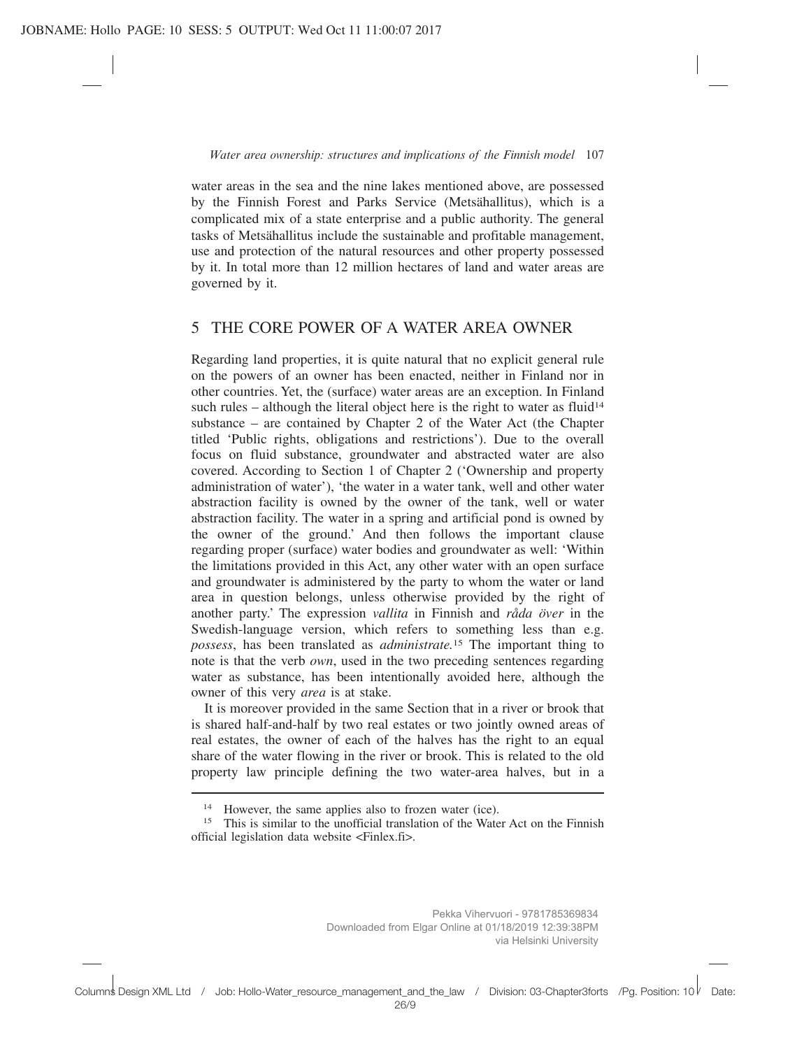water areas in the sea and the nine lakes mentioned above, are possessed by the Finnish Forest and Parks Service (Metsähallitus), which is a complicated mix of a state enterprise and a public authority. The general tasks of Metsähallitus include the sustainable and profitable management, use and protection of the natural resources and other property possessed by it. In total more than 12 million hectares of land and water areas are governed by it.

## 5 THE CORE POWER OF A WATER AREA OWNER

Regarding land properties, it is quite natural that no explicit general rule on the powers of an owner has been enacted, neither in Finland nor in other countries. Yet, the (surface) water areas are an exception. In Finland such rules – although the literal object here is the right to water as fluid[14] substance – are contained by Chapter 2 of the Water Act (the Chapter titled 'Public rights, obligations and restrictions'). Due to the overall focus on fluid substance, groundwater and abstracted water are also covered. According to Section 1 of Chapter 2 ('Ownership and property administration of water'), 'the water in a water tank, well and other water abstraction facility is owned by the owner of the tank, well or water abstraction facility. The water in a spring and artificial pond is owned by the owner of the ground.' And then follows the important clause regarding proper (surface) water bodies and groundwater as well: 'Within the limitations provided in this Act, any other water with an open surface and groundwater is administered by the party to whom the water or land area in question belongs, unless otherwise provided by the right of another party.' The expression *vallita* in Finnish and *råda över* in the Swedish-language version, which refers to something less than e.g. *possess*, has been translated as *administrate.*[15] The important thing to note is that the verb *own*, used in the two preceding sentences regarding water as substance, has been intentionally avoided here, although the owner of this very *area* is at stake.

It is moreover provided in the same Section that in a river or brook that is shared half-and-half by two real estates or two jointly owned areas of real estates, the owner of each of the halves has the right to an equal share of the water flowing in the river or brook. This is related to the old property law principle defining the two water-area halves, but in a

---

[14] However, the same applies also to frozen water (ice).

[15] This is similar to the unofficial translation of the Water Act on the Finnish official legislation data website <Finlex.fi>.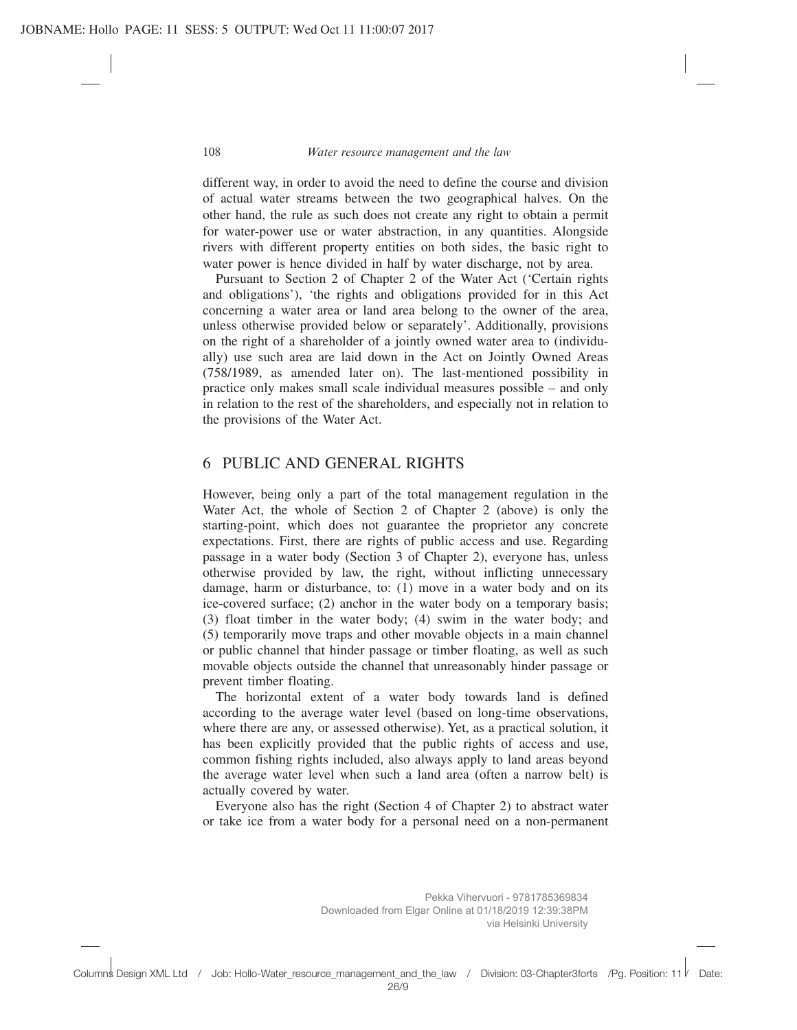different way, in order to avoid the need to define the course and division of actual water streams between the two geographical halves. On the other hand, the rule as such does not create any right to obtain a permit for water-power use or water abstraction, in any quantities. Alongside rivers with different property entities on both sides, the basic right to water power is hence divided in half by water discharge, not by area.

Pursuant to Section 2 of Chapter 2 of the Water Act ('Certain rights and obligations'), 'the rights and obligations provided for in this Act concerning a water area or land area belong to the owner of the area, unless otherwise provided below or separately'. Additionally, provisions on the right of a shareholder of a jointly owned water area to (individually) use such area are laid down in the Act on Jointly Owned Areas (758/1989, as amended later on). The last-mentioned possibility in practice only makes small scale individual measures possible – and only in relation to the rest of the shareholders, and especially not in relation to the provisions of the Water Act.

## 6 PUBLIC AND GENERAL RIGHTS

However, being only a part of the total management regulation in the Water Act, the whole of Section 2 of Chapter 2 (above) is only the starting-point, which does not guarantee the proprietor any concrete expectations. First, there are rights of public access and use. Regarding passage in a water body (Section 3 of Chapter 2), everyone has, unless otherwise provided by law, the right, without inflicting unnecessary damage, harm or disturbance, to: (1) move in a water body and on its ice-covered surface; (2) anchor in the water body on a temporary basis; (3) float timber in the water body; (4) swim in the water body; and (5) temporarily move traps and other movable objects in a main channel or public channel that hinder passage or timber floating, as well as such movable objects outside the channel that unreasonably hinder passage or prevent timber floating.

The horizontal extent of a water body towards land is defined according to the average water level (based on long-time observations, where there are any, or assessed otherwise). Yet, as a practical solution, it has been explicitly provided that the public rights of access and use, common fishing rights included, also always apply to land areas beyond the average water level when such a land area (often a narrow belt) is actually covered by water.

Everyone also has the right (Section 4 of Chapter 2) to abstract water or take ice from a water body for a personal need on a non-permanent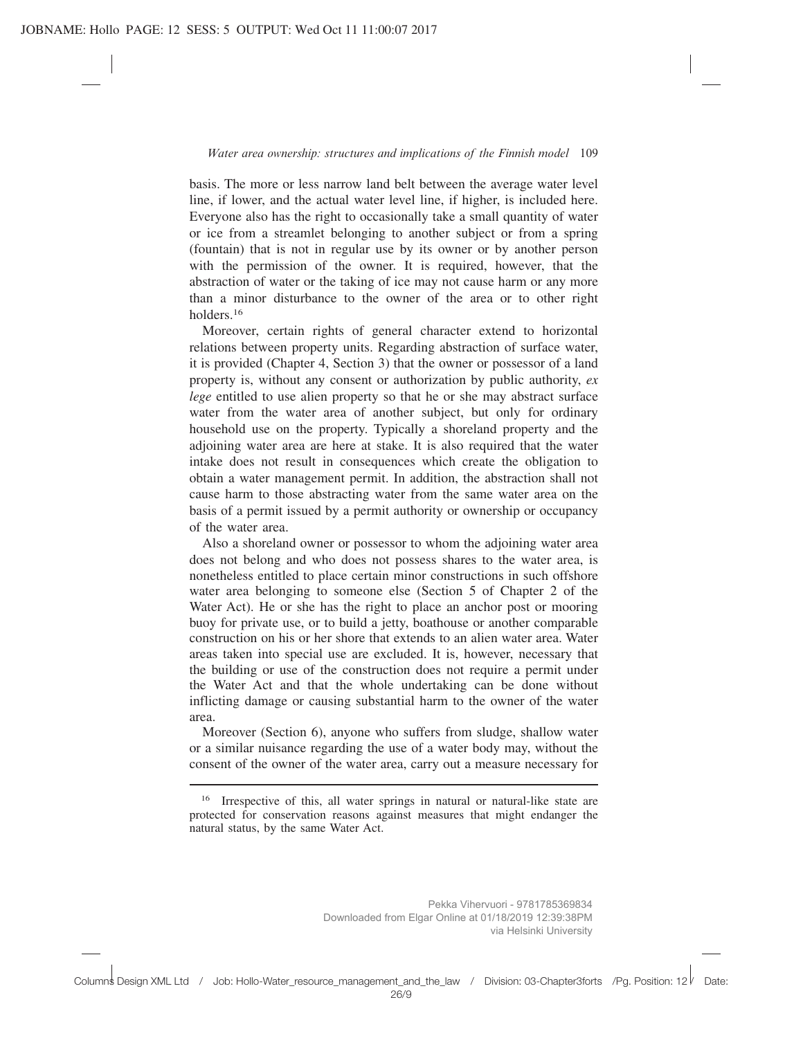basis. The more or less narrow land belt between the average water level line, if lower, and the actual water level line, if higher, is included here. Everyone also has the right to occasionally take a small quantity of water or ice from a streamlet belonging to another subject or from a spring (fountain) that is not in regular use by its owner or by another person with the permission of the owner. It is required, however, that the abstraction of water or the taking of ice may not cause harm or any more than a minor disturbance to the owner of the area or to other right holders.[16]

Moreover, certain rights of general character extend to horizontal relations between property units. Regarding abstraction of surface water, it is provided (Chapter 4, Section 3) that the owner or possessor of a land property is, without any consent or authorization by public authority, *ex lege* entitled to use alien property so that he or she may abstract surface water from the water area of another subject, but only for ordinary household use on the property. Typically a shoreland property and the adjoining water area are here at stake. It is also required that the water intake does not result in consequences which create the obligation to obtain a water management permit. In addition, the abstraction shall not cause harm to those abstracting water from the same water area on the basis of a permit issued by a permit authority or ownership or occupancy of the water area.

Also a shoreland owner or possessor to whom the adjoining water area does not belong and who does not possess shares to the water area, is nonetheless entitled to place certain minor constructions in such offshore water area belonging to someone else (Section 5 of Chapter 2 of the Water Act). He or she has the right to place an anchor post or mooring buoy for private use, or to build a jetty, boathouse or another comparable construction on his or her shore that extends to an alien water area. Water areas taken into special use are excluded. It is, however, necessary that the building or use of the construction does not require a permit under the Water Act and that the whole undertaking can be done without inflicting damage or causing substantial harm to the owner of the water area.

Moreover (Section 6), anyone who suffers from sludge, shallow water or a similar nuisance regarding the use of a water body may, without the consent of the owner of the water area, carry out a measure necessary for

---

[16] Irrespective of this, all water springs in natural or natural-like state are protected for conservation reasons against measures that might endanger the natural status, by the same Water Act.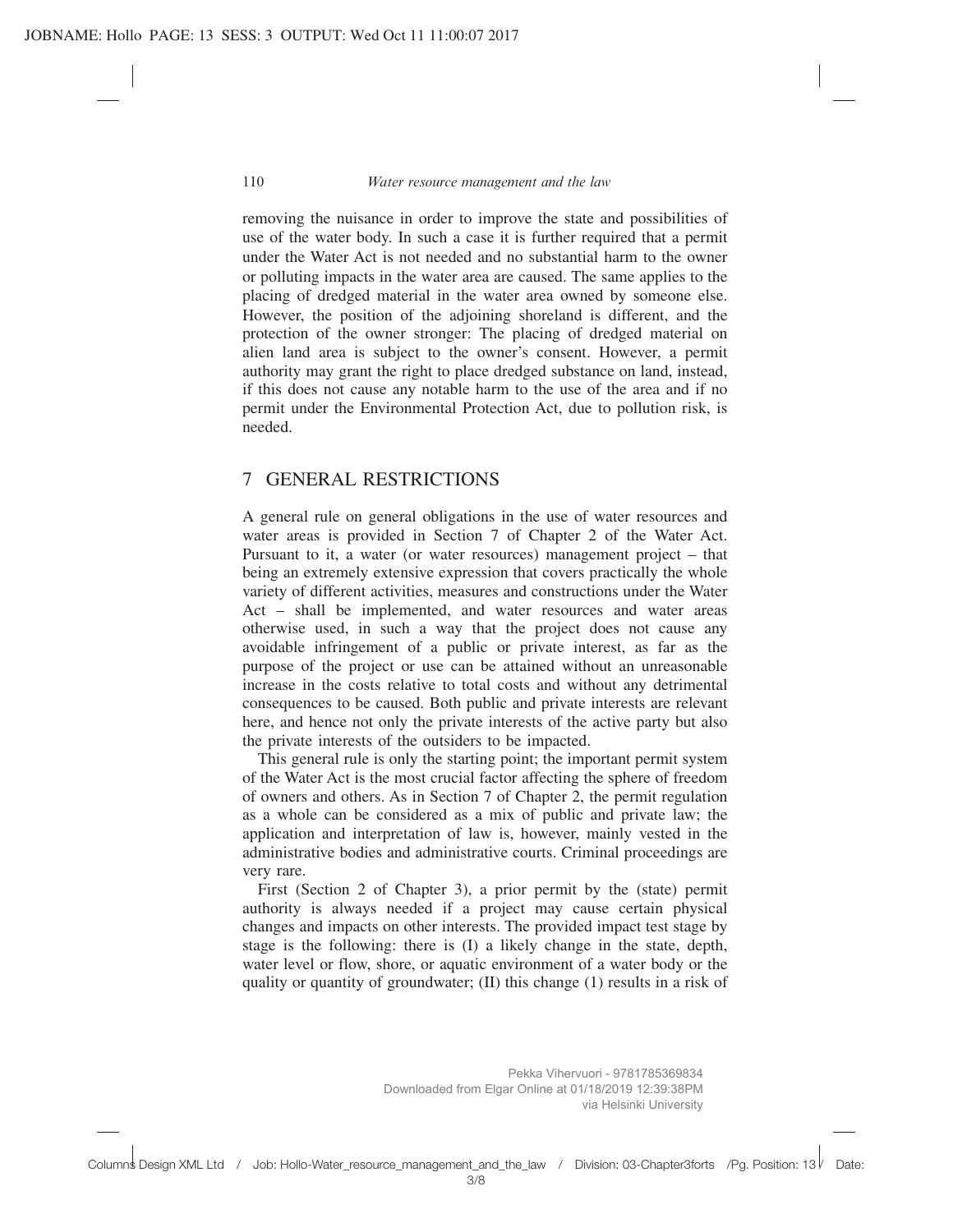removing the nuisance in order to improve the state and possibilities of use of the water body. In such a case it is further required that a permit under the Water Act is not needed and no substantial harm to the owner or polluting impacts in the water area are caused. The same applies to the placing of dredged material in the water area owned by someone else. However, the position of the adjoining shoreland is different, and the protection of the owner stronger: The placing of dredged material on alien land area is subject to the owner's consent. However, a permit authority may grant the right to place dredged substance on land, instead, if this does not cause any notable harm to the use of the area and if no permit under the Environmental Protection Act, due to pollution risk, is needed.

## 7 GENERAL RESTRICTIONS

A general rule on general obligations in the use of water resources and water areas is provided in Section 7 of Chapter 2 of the Water Act. Pursuant to it, a water (or water resources) management project – that being an extremely extensive expression that covers practically the whole variety of different activities, measures and constructions under the Water Act – shall be implemented, and water resources and water areas otherwise used, in such a way that the project does not cause any avoidable infringement of a public or private interest, as far as the purpose of the project or use can be attained without an unreasonable increase in the costs relative to total costs and without any detrimental consequences to be caused. Both public and private interests are relevant here, and hence not only the private interests of the active party but also the private interests of the outsiders to be impacted.

This general rule is only the starting point; the important permit system of the Water Act is the most crucial factor affecting the sphere of freedom of owners and others. As in Section 7 of Chapter 2, the permit regulation as a whole can be considered as a mix of public and private law; the application and interpretation of law is, however, mainly vested in the administrative bodies and administrative courts. Criminal proceedings are very rare.

First (Section 2 of Chapter 3), a prior permit by the (state) permit authority is always needed if a project may cause certain physical changes and impacts on other interests. The provided impact test stage by stage is the following: there is (I) a likely change in the state, depth, water level or flow, shore, or aquatic environment of a water body or the quality or quantity of groundwater; (II) this change (1) results in a risk of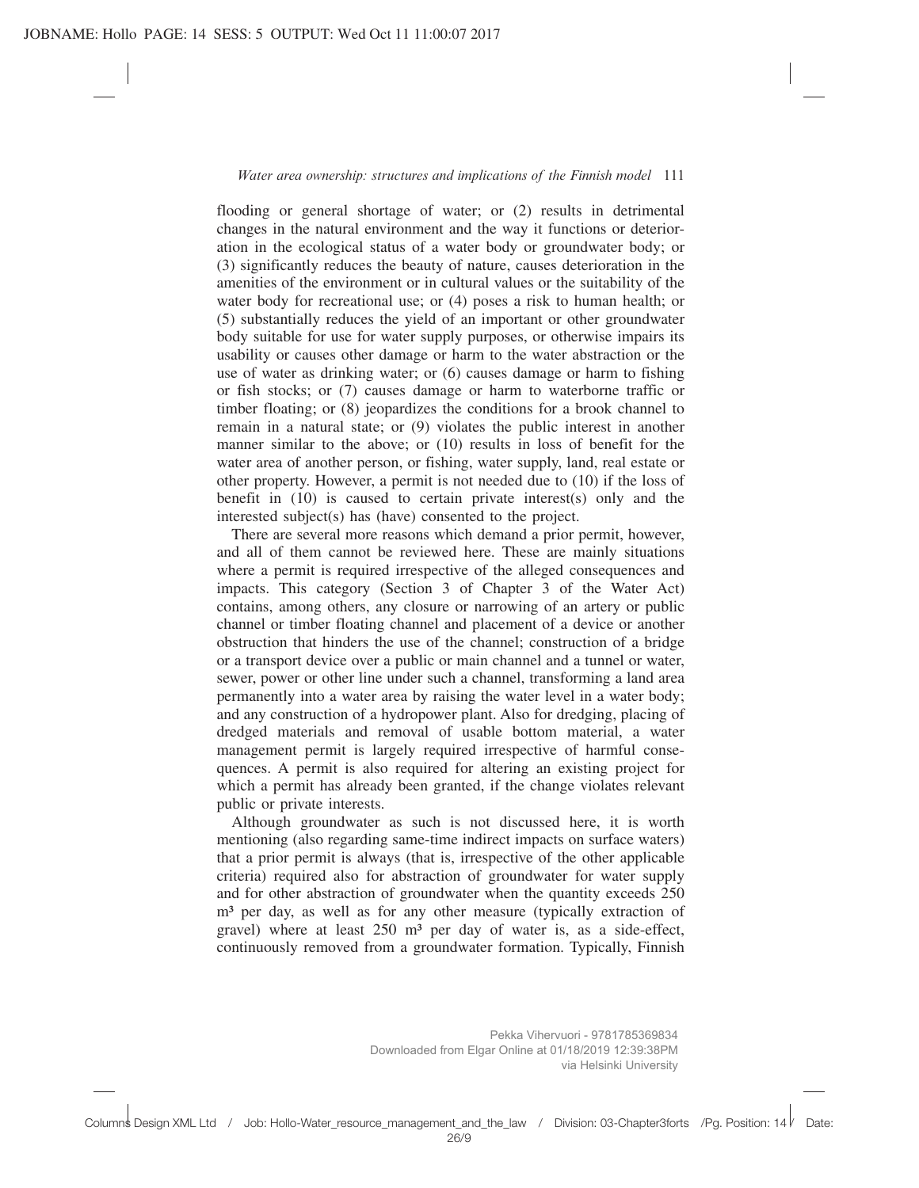flooding or general shortage of water; or (2) results in detrimental changes in the natural environment and the way it functions or deterioration in the ecological status of a water body or groundwater body; or (3) significantly reduces the beauty of nature, causes deterioration in the amenities of the environment or in cultural values or the suitability of the water body for recreational use; or (4) poses a risk to human health; or (5) substantially reduces the yield of an important or other groundwater body suitable for use for water supply purposes, or otherwise impairs its usability or causes other damage or harm to the water abstraction or the use of water as drinking water; or (6) causes damage or harm to fishing or fish stocks; or (7) causes damage or harm to waterborne traffic or timber floating; or (8) jeopardizes the conditions for a brook channel to remain in a natural state; or (9) violates the public interest in another manner similar to the above; or (10) results in loss of benefit for the water area of another person, or fishing, water supply, land, real estate or other property. However, a permit is not needed due to (10) if the loss of benefit in (10) is caused to certain private interest(s) only and the interested subject(s) has (have) consented to the project.

There are several more reasons which demand a prior permit, however, and all of them cannot be reviewed here. These are mainly situations where a permit is required irrespective of the alleged consequences and impacts. This category (Section 3 of Chapter 3 of the Water Act) contains, among others, any closure or narrowing of an artery or public channel or timber floating channel and placement of a device or another obstruction that hinders the use of the channel; construction of a bridge or a transport device over a public or main channel and a tunnel or water, sewer, power or other line under such a channel, transforming a land area permanently into a water area by raising the water level in a water body; and any construction of a hydropower plant. Also for dredging, placing of dredged materials and removal of usable bottom material, a water management permit is largely required irrespective of harmful consequences. A permit is also required for altering an existing project for which a permit has already been granted, if the change violates relevant public or private interests.

Although groundwater as such is not discussed here, it is worth mentioning (also regarding same-time indirect impacts on surface waters) that a prior permit is always (that is, irrespective of the other applicable criteria) required also for abstraction of groundwater for water supply and for other abstraction of groundwater when the quantity exceeds 250 $m^3$ per day, as well as for any other measure (typically extraction of gravel) where at least 250 $m^3$ per day of water is, as a side-effect, continuously removed from a groundwater formation. Typically, Finnish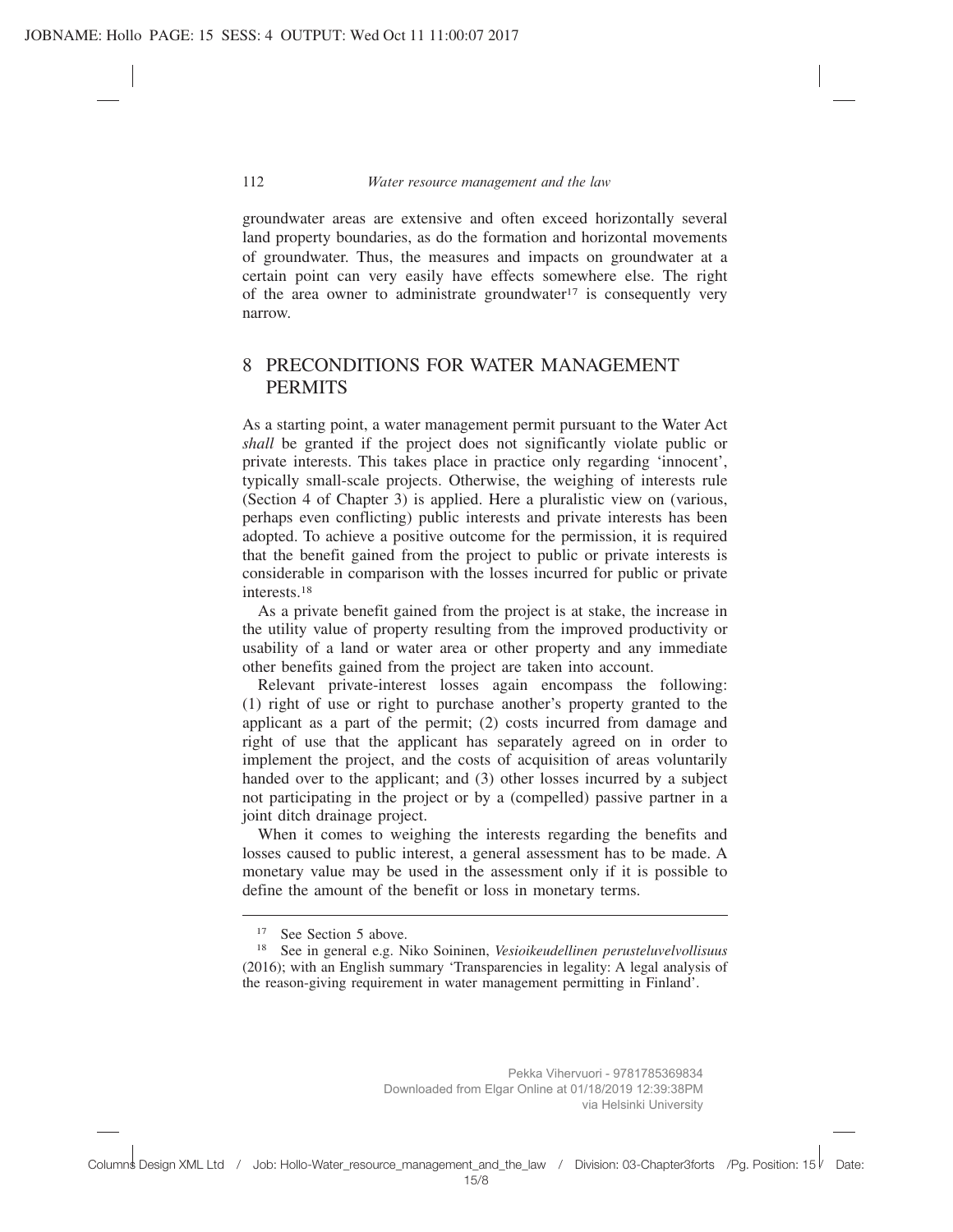groundwater areas are extensive and often exceed horizontally several land property boundaries, as do the formation and horizontal movements of groundwater. Thus, the measures and impacts on groundwater at a certain point can very easily have effects somewhere else. The right of the area owner to administrate groundwater[17] is consequently very narrow.

## 8 PRECONDITIONS FOR WATER MANAGEMENT PERMITS

As a starting point, a water management permit pursuant to the Water Act *shall* be granted if the project does not significantly violate public or private interests. This takes place in practice only regarding 'innocent', typically small-scale projects. Otherwise, the weighing of interests rule (Section 4 of Chapter 3) is applied. Here a pluralistic view on (various, perhaps even conflicting) public interests and private interests has been adopted. To achieve a positive outcome for the permission, it is required that the benefit gained from the project to public or private interests is considerable in comparison with the losses incurred for public or private interests.[18]

As a private benefit gained from the project is at stake, the increase in the utility value of property resulting from the improved productivity or usability of a land or water area or other property and any immediate other benefits gained from the project are taken into account.

Relevant private-interest losses again encompass the following: (1) right of use or right to purchase another's property granted to the applicant as a part of the permit; (2) costs incurred from damage and right of use that the applicant has separately agreed on in order to implement the project, and the costs of acquisition of areas voluntarily handed over to the applicant; and (3) other losses incurred by a subject not participating in the project or by a (compelled) passive partner in a joint ditch drainage project.

When it comes to weighing the interests regarding the benefits and losses caused to public interest, a general assessment has to be made. A monetary value may be used in the assessment only if it is possible to define the amount of the benefit or loss in monetary terms.

---

[17] See Section 5 above.

[18] See in general e.g. Niko Soininen, *Vesioikeudellinen perusteluvelvollisuus* (2016); with an English summary 'Transparencies in legality: A legal analysis of the reason-giving requirement in water management permitting in Finland'.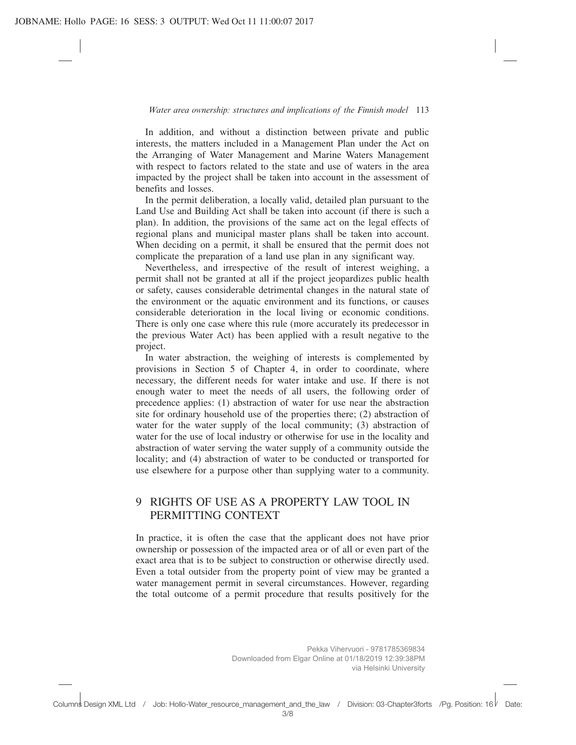In addition, and without a distinction between private and public interests, the matters included in a Management Plan under the Act on the Arranging of Water Management and Marine Waters Management with respect to factors related to the state and use of waters in the area impacted by the project shall be taken into account in the assessment of benefits and losses.

In the permit deliberation, a locally valid, detailed plan pursuant to the Land Use and Building Act shall be taken into account (if there is such a plan). In addition, the provisions of the same act on the legal effects of regional plans and municipal master plans shall be taken into account. When deciding on a permit, it shall be ensured that the permit does not complicate the preparation of a land use plan in any significant way.

Nevertheless, and irrespective of the result of interest weighing, a permit shall not be granted at all if the project jeopardizes public health or safety, causes considerable detrimental changes in the natural state of the environment or the aquatic environment and its functions, or causes considerable deterioration in the local living or economic conditions. There is only one case where this rule (more accurately its predecessor in the previous Water Act) has been applied with a result negative to the project.

In water abstraction, the weighing of interests is complemented by provisions in Section 5 of Chapter 4, in order to coordinate, where necessary, the different needs for water intake and use. If there is not enough water to meet the needs of all users, the following order of precedence applies: (1) abstraction of water for use near the abstraction site for ordinary household use of the properties there; (2) abstraction of water for the water supply of the local community; (3) abstraction of water for the use of local industry or otherwise for use in the locality and abstraction of water serving the water supply of a community outside the locality; and (4) abstraction of water to be conducted or transported for use elsewhere for a purpose other than supplying water to a community.

## 9 RIGHTS OF USE AS A PROPERTY LAW TOOL IN PERMITTING CONTEXT

In practice, it is often the case that the applicant does not have prior ownership or possession of the impacted area or of all or even part of the exact area that is to be subject to construction or otherwise directly used. Even a total outsider from the property point of view may be granted a water management permit in several circumstances. However, regarding the total outcome of a permit procedure that results positively for the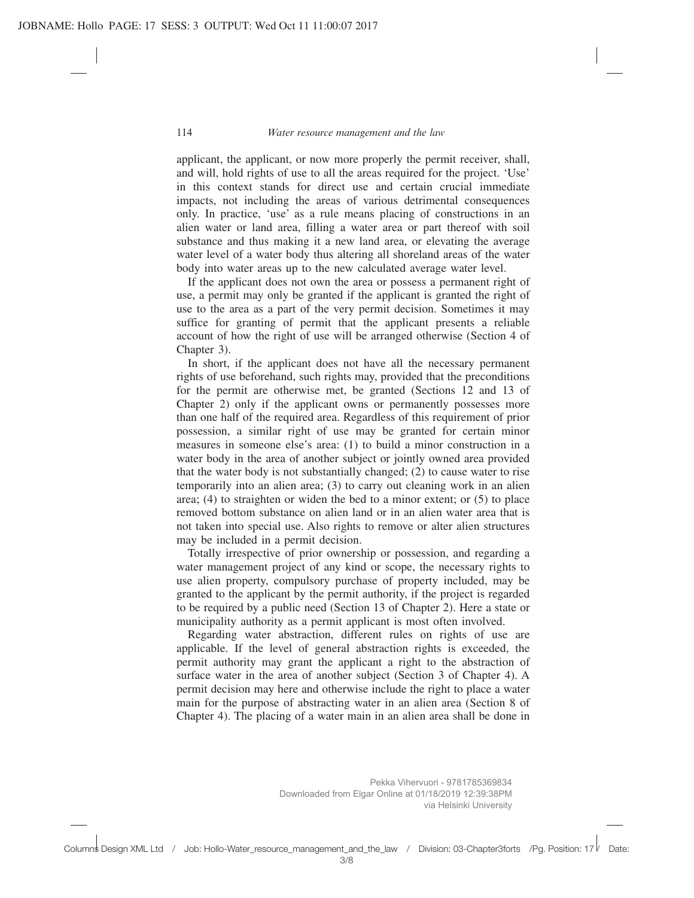applicant, the applicant, or now more properly the permit receiver, shall, and will, hold rights of use to all the areas required for the project. 'Use' in this context stands for direct use and certain crucial immediate impacts, not including the areas of various detrimental consequences only. In practice, 'use' as a rule means placing of constructions in an alien water or land area, filling a water area or part thereof with soil substance and thus making it a new land area, or elevating the average water level of a water body thus altering all shoreland areas of the water body into water areas up to the new calculated average water level.

If the applicant does not own the area or possess a permanent right of use, a permit may only be granted if the applicant is granted the right of use to the area as a part of the very permit decision. Sometimes it may suffice for granting of permit that the applicant presents a reliable account of how the right of use will be arranged otherwise (Section 4 of Chapter 3).

In short, if the applicant does not have all the necessary permanent rights of use beforehand, such rights may, provided that the preconditions for the permit are otherwise met, be granted (Sections 12 and 13 of Chapter 2) only if the applicant owns or permanently possesses more than one half of the required area. Regardless of this requirement of prior possession, a similar right of use may be granted for certain minor measures in someone else's area: (1) to build a minor construction in a water body in the area of another subject or jointly owned area provided that the water body is not substantially changed; (2) to cause water to rise temporarily into an alien area; (3) to carry out cleaning work in an alien area; (4) to straighten or widen the bed to a minor extent; or (5) to place removed bottom substance on alien land or in an alien water area that is not taken into special use. Also rights to remove or alter alien structures may be included in a permit decision.

Totally irrespective of prior ownership or possession, and regarding a water management project of any kind or scope, the necessary rights to use alien property, compulsory purchase of property included, may be granted to the applicant by the permit authority, if the project is regarded to be required by a public need (Section 13 of Chapter 2). Here a state or municipality authority as a permit applicant is most often involved.

Regarding water abstraction, different rules on rights of use are applicable. If the level of general abstraction rights is exceeded, the permit authority may grant the applicant a right to the abstraction of surface water in the area of another subject (Section 3 of Chapter 4). A permit decision may here and otherwise include the right to place a water main for the purpose of abstracting water in an alien area (Section 8 of Chapter 4). The placing of a water main in an alien area shall be done in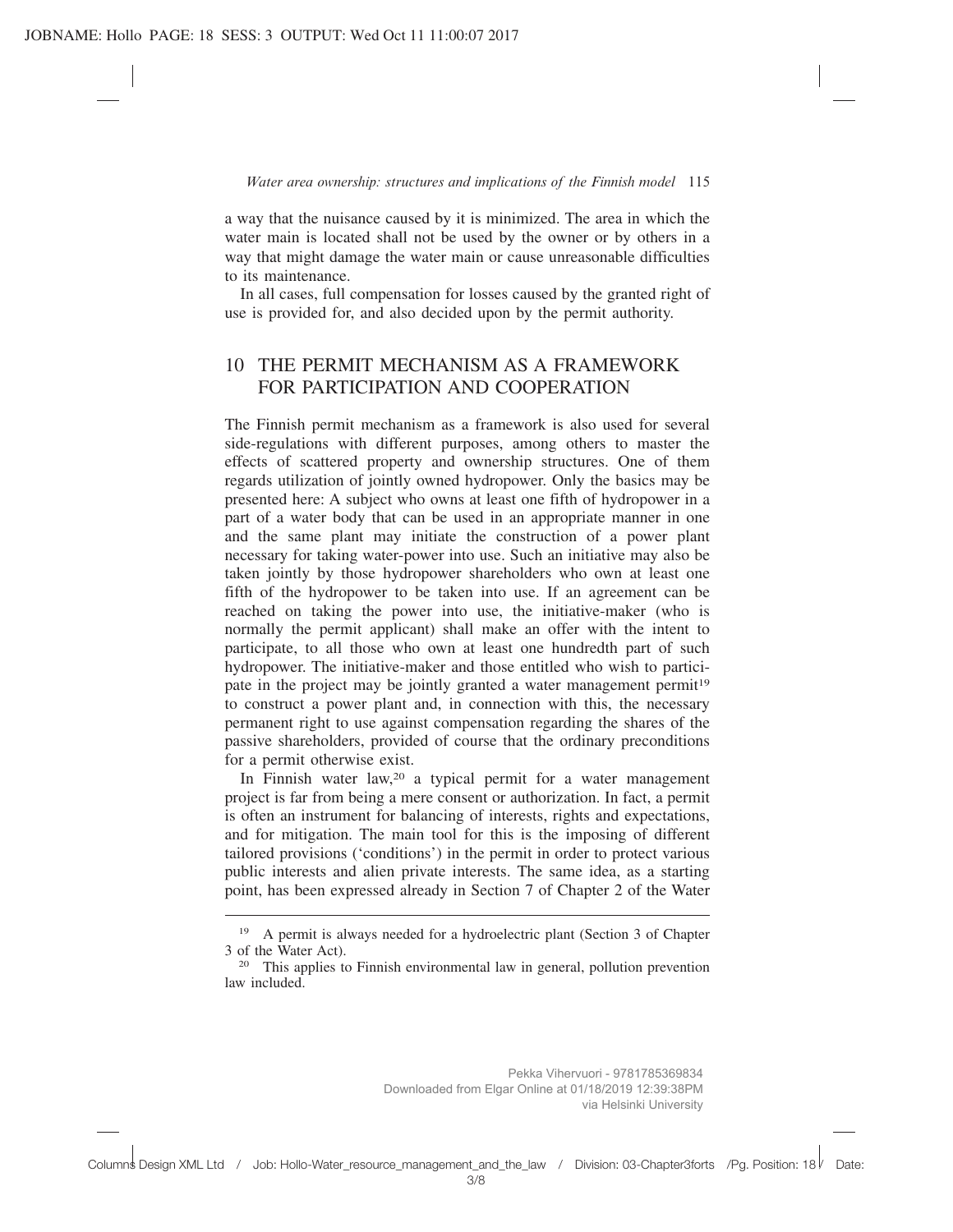a way that the nuisance caused by it is minimized. The area in which the water main is located shall not be used by the owner or by others in a way that might damage the water main or cause unreasonable difficulties to its maintenance.

In all cases, full compensation for losses caused by the granted right of use is provided for, and also decided upon by the permit authority.

## 10 THE PERMIT MECHANISM AS A FRAMEWORK FOR PARTICIPATION AND COOPERATION

The Finnish permit mechanism as a framework is also used for several side-regulations with different purposes, among others to master the effects of scattered property and ownership structures. One of them regards utilization of jointly owned hydropower. Only the basics may be presented here: A subject who owns at least one fifth of hydropower in a part of a water body that can be used in an appropriate manner in one and the same plant may initiate the construction of a power plant necessary for taking water-power into use. Such an initiative may also be taken jointly by those hydropower shareholders who own at least one fifth of the hydropower to be taken into use. If an agreement can be reached on taking the power into use, the initiative-maker (who is normally the permit applicant) shall make an offer with the intent to participate, to all those who own at least one hundredth part of such hydropower. The initiative-maker and those entitled who wish to participate in the project may be jointly granted a water management permit[19] to construct a power plant and, in connection with this, the necessary permanent right to use against compensation regarding the shares of the passive shareholders, provided of course that the ordinary preconditions for a permit otherwise exist.

In Finnish water law,[20] a typical permit for a water management project is far from being a mere consent or authorization. In fact, a permit is often an instrument for balancing of interests, rights and expectations, and for mitigation. The main tool for this is the imposing of different tailored provisions ('conditions') in the permit in order to protect various public interests and alien private interests. The same idea, as a starting point, has been expressed already in Section 7 of Chapter 2 of the Water

---

[19] A permit is always needed for a hydroelectric plant (Section 3 of Chapter 3 of the Water Act).

[20] This applies to Finnish environmental law in general, pollution prevention law included.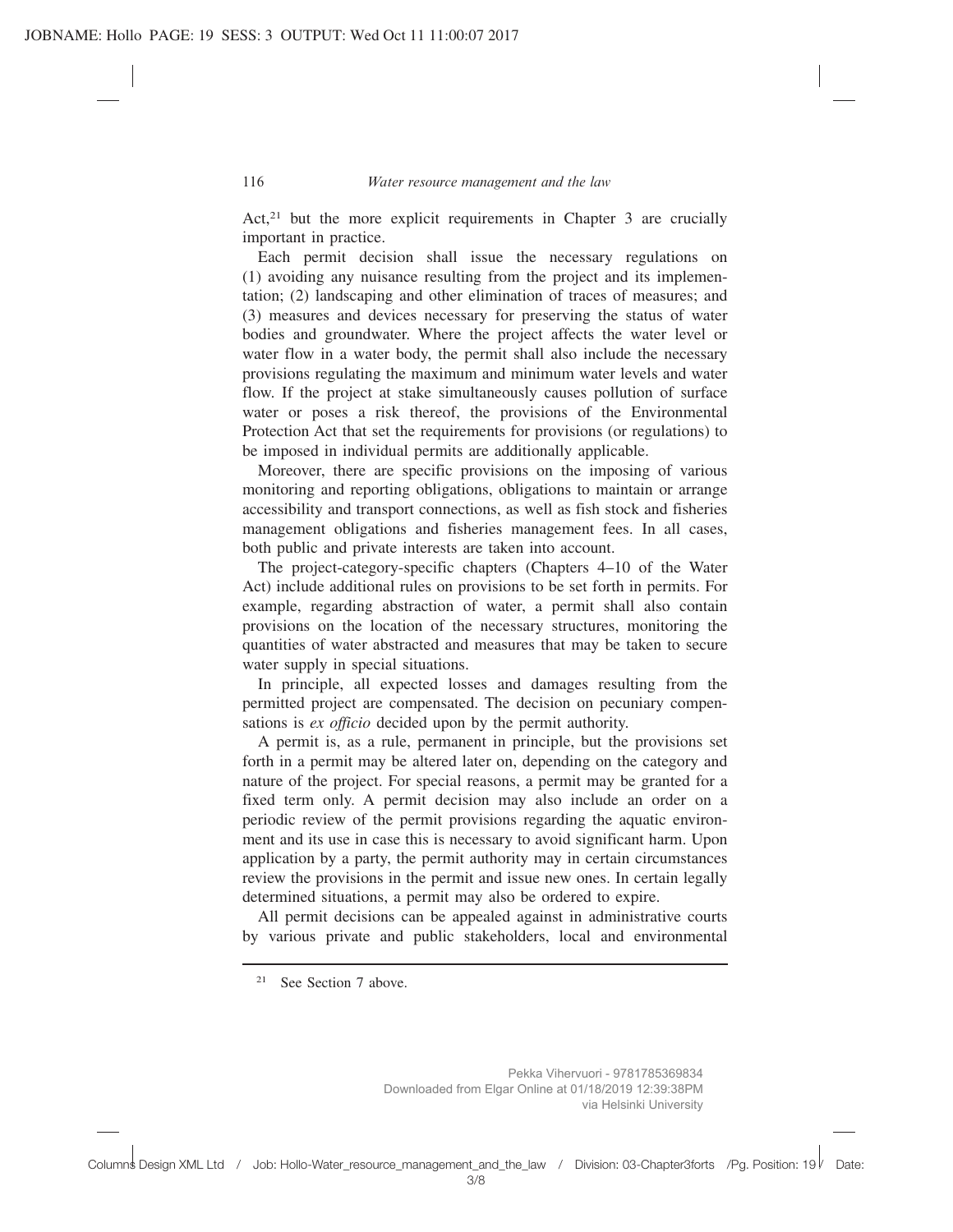Act,[21] but the more explicit requirements in Chapter 3 are crucially important in practice.

Each permit decision shall issue the necessary regulations on (1) avoiding any nuisance resulting from the project and its implementation; (2) landscaping and other elimination of traces of measures; and (3) measures and devices necessary for preserving the status of water bodies and groundwater. Where the project affects the water level or water flow in a water body, the permit shall also include the necessary provisions regulating the maximum and minimum water levels and water flow. If the project at stake simultaneously causes pollution of surface water or poses a risk thereof, the provisions of the Environmental Protection Act that set the requirements for provisions (or regulations) to be imposed in individual permits are additionally applicable.

Moreover, there are specific provisions on the imposing of various monitoring and reporting obligations, obligations to maintain or arrange accessibility and transport connections, as well as fish stock and fisheries management obligations and fisheries management fees. In all cases, both public and private interests are taken into account.

The project-category-specific chapters (Chapters 4–10 of the Water Act) include additional rules on provisions to be set forth in permits. For example, regarding abstraction of water, a permit shall also contain provisions on the location of the necessary structures, monitoring the quantities of water abstracted and measures that may be taken to secure water supply in special situations.

In principle, all expected losses and damages resulting from the permitted project are compensated. The decision on pecuniary compensations is *ex officio* decided upon by the permit authority.

A permit is, as a rule, permanent in principle, but the provisions set forth in a permit may be altered later on, depending on the category and nature of the project. For special reasons, a permit may be granted for a fixed term only. A permit decision may also include an order on a periodic review of the permit provisions regarding the aquatic environment and its use in case this is necessary to avoid significant harm. Upon application by a party, the permit authority may in certain circumstances review the provisions in the permit and issue new ones. In certain legally determined situations, a permit may also be ordered to expire.

All permit decisions can be appealed against in administrative courts by various private and public stakeholders, local and environmental

---

[21] See Section 7 above.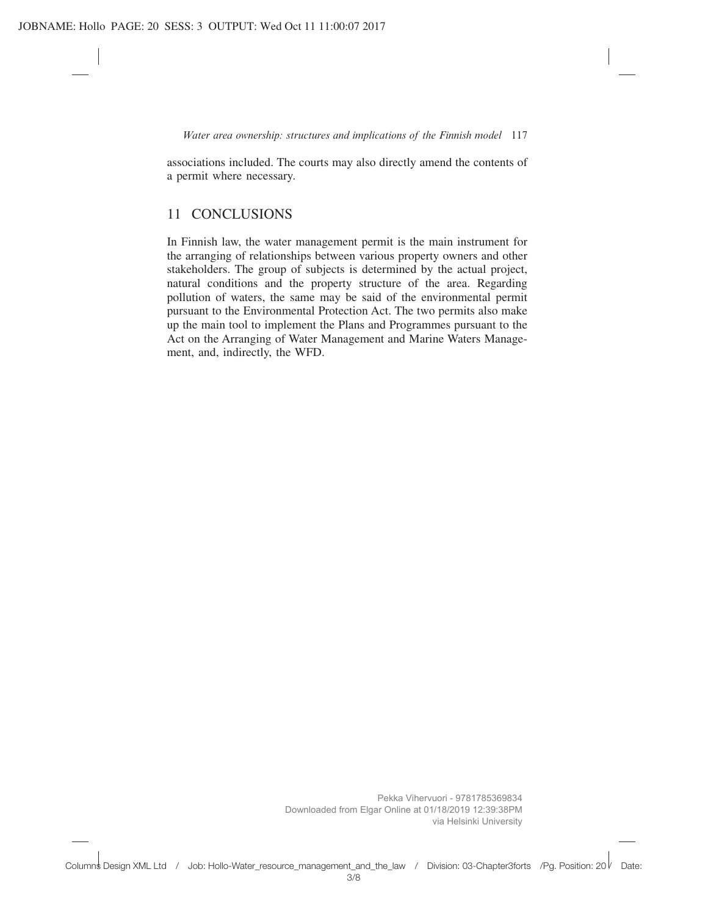associations included. The courts may also directly amend the contents of a permit where necessary.

## 11 CONCLUSIONS

In Finnish law, the water management permit is the main instrument for the arranging of relationships between various property owners and other stakeholders. The group of subjects is determined by the actual project, natural conditions and the property structure of the area. Regarding pollution of waters, the same may be said of the environmental permit pursuant to the Environmental Protection Act. The two permits also make up the main tool to implement the Plans and Programmes pursuant to the Act on the Arranging of Water Management and Marine Waters Management, and, indirectly, the WFD.